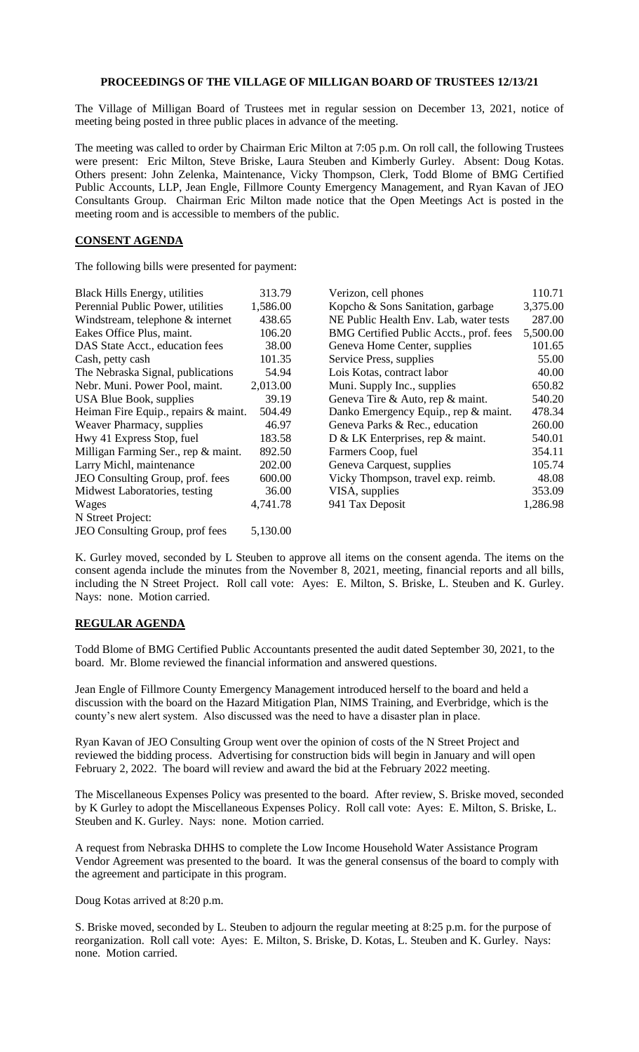**PROCEEDINGS OF THE VILLAGE OF MILLIGAN BOARD OF TRUSTEES 12/13/21**

The Village of Milligan Board of Trustees met in regular session on December 13, 2021, notice of meeting being posted in three public places in advance of the meeting.

The meeting was called to order by Chairman Eric Milton at 7:05 p.m. On roll call, the following Trustees were present: Eric Milton, Steve Briske, Laura Steuben and Kimberly Gurley. Absent: Doug Kotas. Others present: John Zelenka, Maintenance, Vicky Thompson, Clerk, Todd Blome of BMG Certified Public Accounts, LLP, Jean Engle, Fillmore County Emergency Management, and Ryan Kavan of JEO Consultants Group. Chairman Eric Milton made notice that the Open Meetings Act is posted in the meeting room and is accessible to members of the public.

**CONSENT AGENDA**

The following bills were presented for payment:

| | | | |
|---|---|---|---|
| Black Hills Energy, utilities | 313.79 | Verizon, cell phones | 110.71 |
| Perennial Public Power, utilities | 1,586.00 | Kopcho & Sons Sanitation, garbage | 3,375.00 |
| Windstream, telephone & internet | 438.65 | NE Public Health Env. Lab, water tests | 287.00 |
| Eakes Office Plus, maint. | 106.20 | BMG Certified Public Accts., prof. fees | 5,500.00 |
| DAS State Acct., education fees | 38.00 | Geneva Home Center, supplies | 101.65 |
| Cash, petty cash | 101.35 | Service Press, supplies | 55.00 |
| The Nebraska Signal, publications | 54.94 | Lois Kotas, contract labor | 40.00 |
| Nebr. Muni. Power Pool, maint. | 2,013.00 | Muni. Supply Inc., supplies | 650.82 |
| USA Blue Book, supplies | 39.19 | Geneva Tire & Auto, rep & maint. | 540.20 |
| Heiman Fire Equip., repairs & maint. | 504.49 | Danko Emergency Equip., rep & maint. | 478.34 |
| Weaver Pharmacy, supplies | 46.97 | Geneva Parks & Rec., education | 260.00 |
| Hwy 41 Express Stop, fuel | 183.58 | D & LK Enterprises, rep & maint. | 540.01 |
| Milligan Farming Ser., rep & maint. | 892.50 | Farmers Coop, fuel | 354.11 |
| Larry Michl, maintenance | 202.00 | Geneva Carquest, supplies | 105.74 |
| JEO Consulting Group, prof. fees | 600.00 | Vicky Thompson, travel exp. reimb. | 48.08 |
| Midwest Laboratories, testing | 36.00 | VISA, supplies | 353.09 |
| Wages | 4,741.78 | 941 Tax Deposit | 1,286.98 |
| N Street Project: | | | |
| JEO Consulting Group, prof fees | 5,130.00 | | |

K. Gurley moved, seconded by L Steuben to approve all items on the consent agenda. The items on the consent agenda include the minutes from the November 8, 2021, meeting, financial reports and all bills, including the N Street Project. Roll call vote: Ayes: E. Milton, S. Briske, L. Steuben and K. Gurley. Nays: none. Motion carried.

**REGULAR AGENDA**

Todd Blome of BMG Certified Public Accountants presented the audit dated September 30, 2021, to the board. Mr. Blome reviewed the financial information and answered questions.

Jean Engle of Fillmore County Emergency Management introduced herself to the board and held a discussion with the board on the Hazard Mitigation Plan, NIMS Training, and Everbridge, which is the county's new alert system. Also discussed was the need to have a disaster plan in place.

Ryan Kavan of JEO Consulting Group went over the opinion of costs of the N Street Project and reviewed the bidding process. Advertising for construction bids will begin in January and will open February 2, 2022. The board will review and award the bid at the February 2022 meeting.

The Miscellaneous Expenses Policy was presented to the board. After review, S. Briske moved, seconded by K Gurley to adopt the Miscellaneous Expenses Policy. Roll call vote: Ayes: E. Milton, S. Briske, L. Steuben and K. Gurley. Nays: none. Motion carried.

A request from Nebraska DHHS to complete the Low Income Household Water Assistance Program Vendor Agreement was presented to the board. It was the general consensus of the board to comply with the agreement and participate in this program.

Doug Kotas arrived at 8:20 p.m.

S. Briske moved, seconded by L. Steuben to adjourn the regular meeting at 8:25 p.m. for the purpose of reorganization. Roll call vote: Ayes: E. Milton, S. Briske, D. Kotas, L. Steuben and K. Gurley. Nays: none. Motion carried.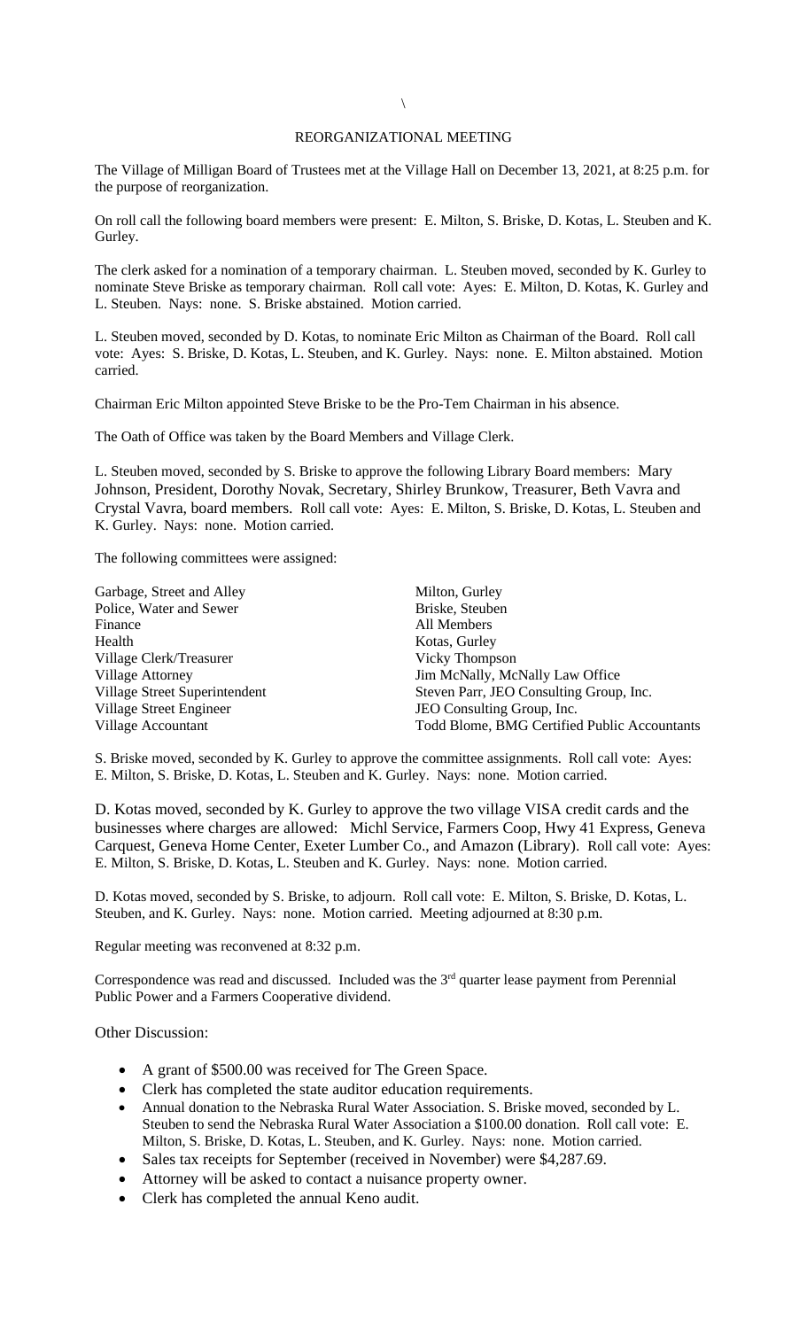\

REORGANIZATIONAL MEETING

The Village of Milligan Board of Trustees met at the Village Hall on December 13, 2021, at 8:25 p.m. for the purpose of reorganization.

On roll call the following board members were present: E. Milton, S. Briske, D. Kotas, L. Steuben and K. Gurley.

The clerk asked for a nomination of a temporary chairman. L. Steuben moved, seconded by K. Gurley to nominate Steve Briske as temporary chairman. Roll call vote: Ayes: E. Milton, D. Kotas, K. Gurley and L. Steuben. Nays: none. S. Briske abstained. Motion carried.

L. Steuben moved, seconded by D. Kotas, to nominate Eric Milton as Chairman of the Board. Roll call vote: Ayes: S. Briske, D. Kotas, L. Steuben, and K. Gurley. Nays: none. E. Milton abstained. Motion carried.

Chairman Eric Milton appointed Steve Briske to be the Pro-Tem Chairman in his absence.

The Oath of Office was taken by the Board Members and Village Clerk.

L. Steuben moved, seconded by S. Briske to approve the following Library Board members: Mary Johnson, President, Dorothy Novak, Secretary, Shirley Brunkow, Treasurer, Beth Vavra and Crystal Vavra, board members. Roll call vote: Ayes: E. Milton, S. Briske, D. Kotas, L. Steuben and K. Gurley. Nays: none. Motion carried.

The following committees were assigned:

| | |
|---|---|
| Garbage, Street and Alley | Milton, Gurley |
| Police, Water and Sewer | Briske, Steuben |
| Finance | All Members |
| Health | Kotas, Gurley |
| Village Clerk/Treasurer | Vicky Thompson |
| Village Attorney | Jim McNally, McNally Law Office |
| Village Street Superintendent | Steven Parr, JEO Consulting Group, Inc. |
| Village Street Engineer | JEO Consulting Group, Inc. |
| Village Accountant | Todd Blome, BMG Certified Public Accountants |

S. Briske moved, seconded by K. Gurley to approve the committee assignments. Roll call vote: Ayes: E. Milton, S. Briske, D. Kotas, L. Steuben and K. Gurley. Nays: none. Motion carried.

D. Kotas moved, seconded by K. Gurley to approve the two village VISA credit cards and the businesses where charges are allowed: Michl Service, Farmers Coop, Hwy 41 Express, Geneva Carquest, Geneva Home Center, Exeter Lumber Co., and Amazon (Library). Roll call vote: Ayes: E. Milton, S. Briske, D. Kotas, L. Steuben and K. Gurley. Nays: none. Motion carried.

D. Kotas moved, seconded by S. Briske, to adjourn. Roll call vote: E. Milton, S. Briske, D. Kotas, L. Steuben, and K. Gurley. Nays: none. Motion carried. Meeting adjourned at 8:30 p.m.

Regular meeting was reconvened at 8:32 p.m.

Correspondence was read and discussed. Included was the 3rd quarter lease payment from Perennial Public Power and a Farmers Cooperative dividend.

Other Discussion:

- A grant of $500.00 was received for The Green Space.
- Clerk has completed the state auditor education requirements.
- Annual donation to the Nebraska Rural Water Association. S. Briske moved, seconded by L. Steuben to send the Nebraska Rural Water Association a $100.00 donation. Roll call vote: E. Milton, S. Briske, D. Kotas, L. Steuben, and K. Gurley. Nays: none. Motion carried.
- Sales tax receipts for September (received in November) were $4,287.69.
- Attorney will be asked to contact a nuisance property owner.
- Clerk has completed the annual Keno audit.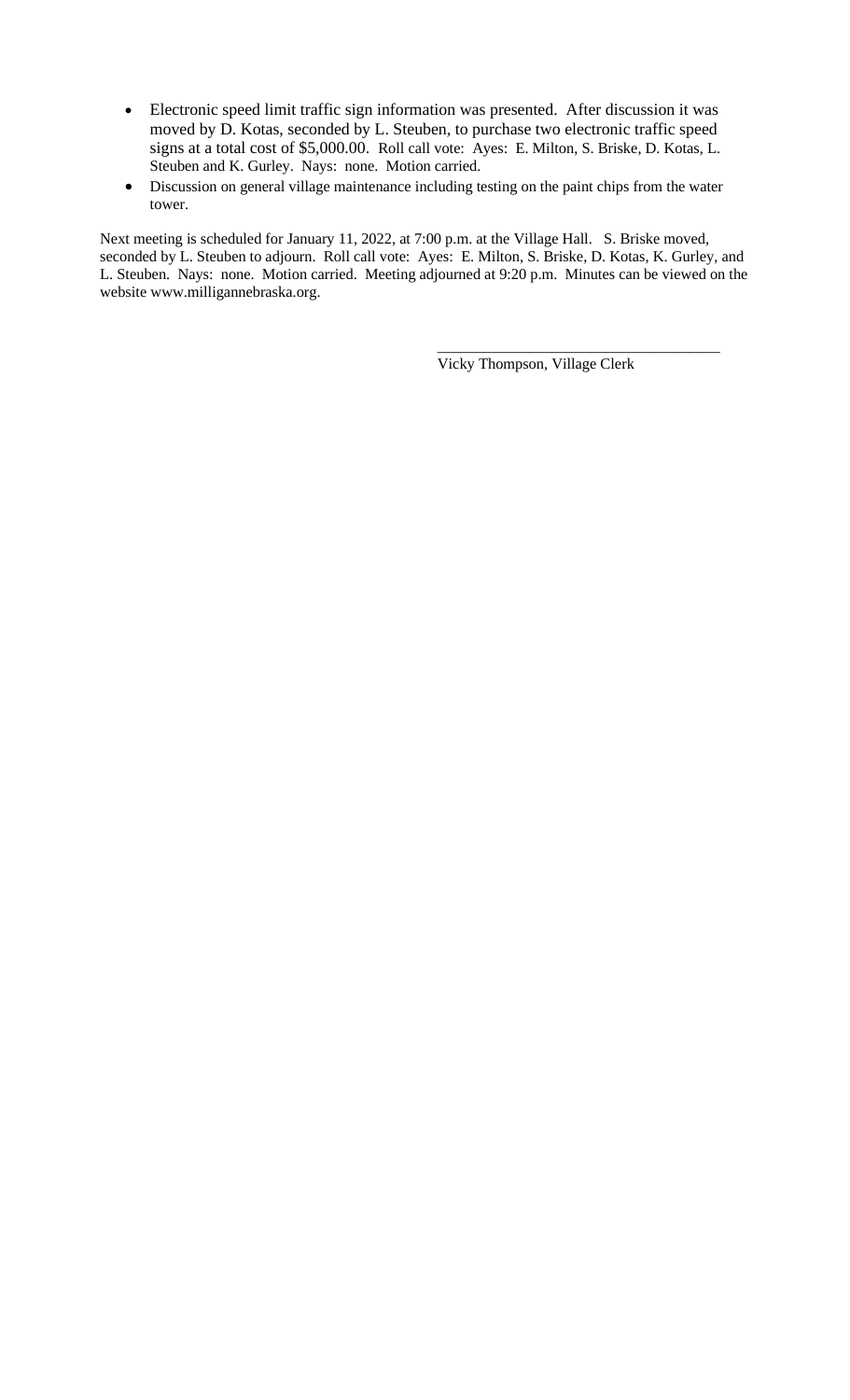- Electronic speed limit traffic sign information was presented. After discussion it was moved by D. Kotas, seconded by L. Steuben, to purchase two electronic traffic speed signs at a total cost of $5,000.00. Roll call vote: Ayes: E. Milton, S. Briske, D. Kotas, L. Steuben and K. Gurley. Nays: none. Motion carried.
- Discussion on general village maintenance including testing on the paint chips from the water tower.

Next meeting is scheduled for January 11, 2022, at 7:00 p.m. at the Village Hall. S. Briske moved, seconded by L. Steuben to adjourn. Roll call vote: Ayes: E. Milton, S. Briske, D. Kotas, K. Gurley, and L. Steuben. Nays: none. Motion carried. Meeting adjourned at 9:20 p.m. Minutes can be viewed on the website www.millignannebraska.org.

\_\_\_\_\_\_\_\_\_\_\_\_\_\_\_\_\_\_\_\_\_\_\_\_\_\_\_\_\_\_\_\_\_\_\_\_\_\_

Vicky Thompson, Village Clerk